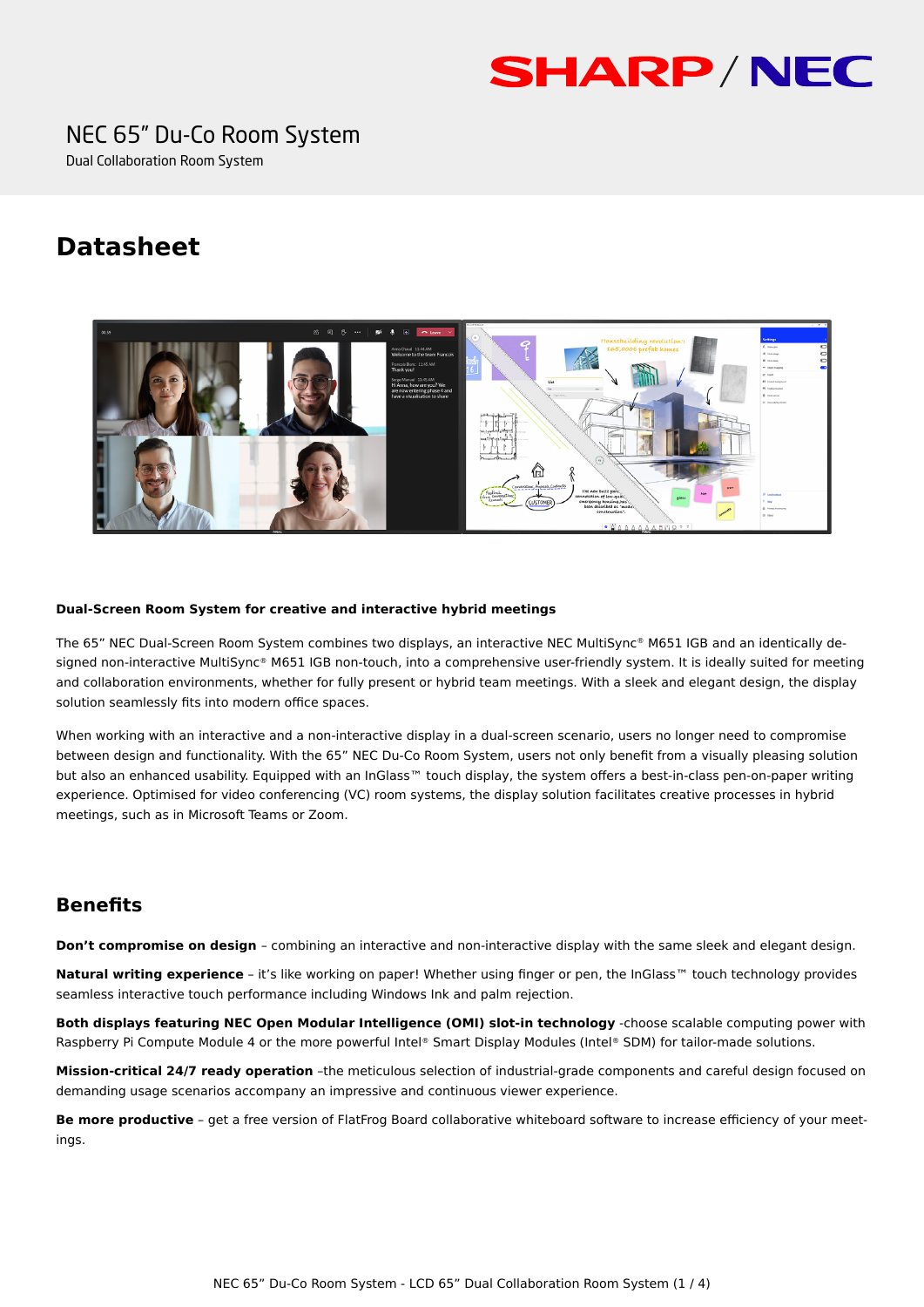SHARP / NEC

# NEC 65" Du-Co Room System

Dual Collaboration Room System

# Datasheet

**Dual-Screen Room System for creative and interactive hybrid meetings**

The 65" NEC Dual-Screen Room System combines two displays, an interactive NEC MultiSync® M651 IGB and an identically designed non-interactive MultiSync® M651 IGB non-touch, into a comprehensive user-friendly system. It is ideally suited for meeting and collaboration environments, whether for fully present or hybrid team meetings. With a sleek and elegant design, the display solution seamlessly fits into modern office spaces.

When working with an interactive and a non-interactive display in a dual-screen scenario, users no longer need to compromise between design and functionality. With the 65" NEC Du-Co Room System, users not only benefit from a visually pleasing solution but also an enhanced usability. Equipped with an InGlass™ touch display, the system offers a best-in-class pen-on-paper writing experience. Optimised for video conferencing (VC) room systems, the display solution facilitates creative processes in hybrid meetings, such as in Microsoft Teams or Zoom.

## Benefits

**Don't compromise on design** – combining an interactive and non-interactive display with the same sleek and elegant design.

**Natural writing experience** – it's like working on paper! Whether using finger or pen, the InGlass™ touch technology provides seamless interactive touch performance including Windows Ink and palm rejection.

**Both displays featuring NEC Open Modular Intelligence (OMI) slot-in technology** -choose scalable computing power with Raspberry Pi Compute Module 4 or the more powerful Intel® Smart Display Modules (Intel® SDM) for tailor-made solutions.

**Mission-critical 24/7 ready operation** –the meticulous selection of industrial-grade components and careful design focused on demanding usage scenarios accompany an impressive and continuous viewer experience.

**Be more productive** – get a free version of FlatFrog Board collaborative whiteboard software to increase efficiency of your meetings.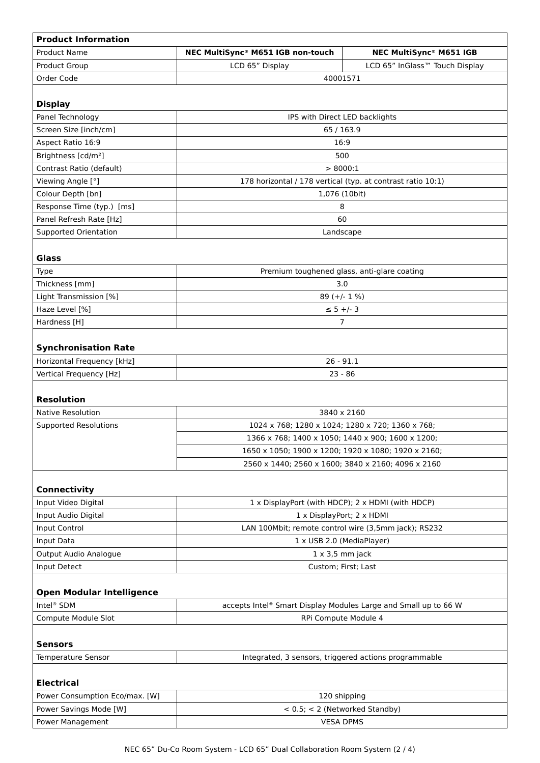| **Product Information** | | |
|---|---|---|
| Product Name | **NEC MultiSync® M651 IGB non-touch** | **NEC MultiSync® M651 IGB** |
| Product Group | LCD 65” Display | LCD 65” InGlass™ Touch Display |
| Order Code | 40001571 | |
| | | |
| **Display** | | |
| Panel Technology | IPS with Direct LED backlights | |
| Screen Size [inch/cm] | 65 / 163.9 | |
| Aspect Ratio 16:9 | 16:9 | |
| Brightness [cd/m²] | 500 | |
| Contrast Ratio (default) | > 8000:1 | |
| Viewing Angle [°] | 178 horizontal / 178 vertical (typ. at contrast ratio 10:1) | |
| Colour Depth [bn] | 1,076 (10bit) | |
| Response Time (typ.) [ms] | 8 | |
| Panel Refresh Rate [Hz] | 60 | |
| Supported Orientation | Landscape | |
| | | |
| **Glass** | | |
| Type | Premium toughened glass, anti-glare coating | |
| Thickness [mm] | 3.0 | |
| Light Transmission [%] | 89 (+/- 1 %) | |
| Haze Level [%] | ≤ 5 +/- 3 | |
| Hardness [H] | 7 | |
| | | |
| **Synchronisation Rate** | | |
| Horizontal Frequency [kHz] | 26 - 91.1 | |
| Vertical Frequency [Hz] | 23 - 86 | |
| | | |
| **Resolution** | | |
| Native Resolution | 3840 x 2160 | |
| Supported Resolutions | 1024 x 768; 1280 x 1024; 1280 x 720; 1360 x 768; | |
| | 1366 x 768; 1400 x 1050; 1440 x 900; 1600 x 1200; | |
| | 1650 x 1050; 1900 x 1200; 1920 x 1080; 1920 x 2160; | |
| | 2560 x 1440; 2560 x 1600; 3840 x 2160; 4096 x 2160 | |
| | | |
| **Connectivity** | | |
| Input Video Digital | 1 x DisplayPort (with HDCP); 2 x HDMI (with HDCP) | |
| Input Audio Digital | 1 x DisplayPort; 2 x HDMI | |
| Input Control | LAN 100Mbit; remote control wire (3,5mm jack); RS232 | |
| Input Data | 1 x USB 2.0 (MediaPlayer) | |
| Output Audio Analogue | 1 x 3,5 mm jack | |
| Input Detect | Custom; First; Last | |
| | | |
| **Open Modular Intelligence** | | |
| Intel® SDM | accepts Intel® Smart Display Modules Large and Small up to 66 W | |
| Compute Module Slot | RPi Compute Module 4 | |
| | | |
| **Sensors** | | |
| Temperature Sensor | Integrated, 3 sensors, triggered actions programmable | |
| | | |
| **Electrical** | | |
| Power Consumption Eco/max. [W] | 120 shipping | |
| Power Savings Mode [W] | < 0.5; < 2 (Networked Standby) | |
| Power Management | VESA DPMS | |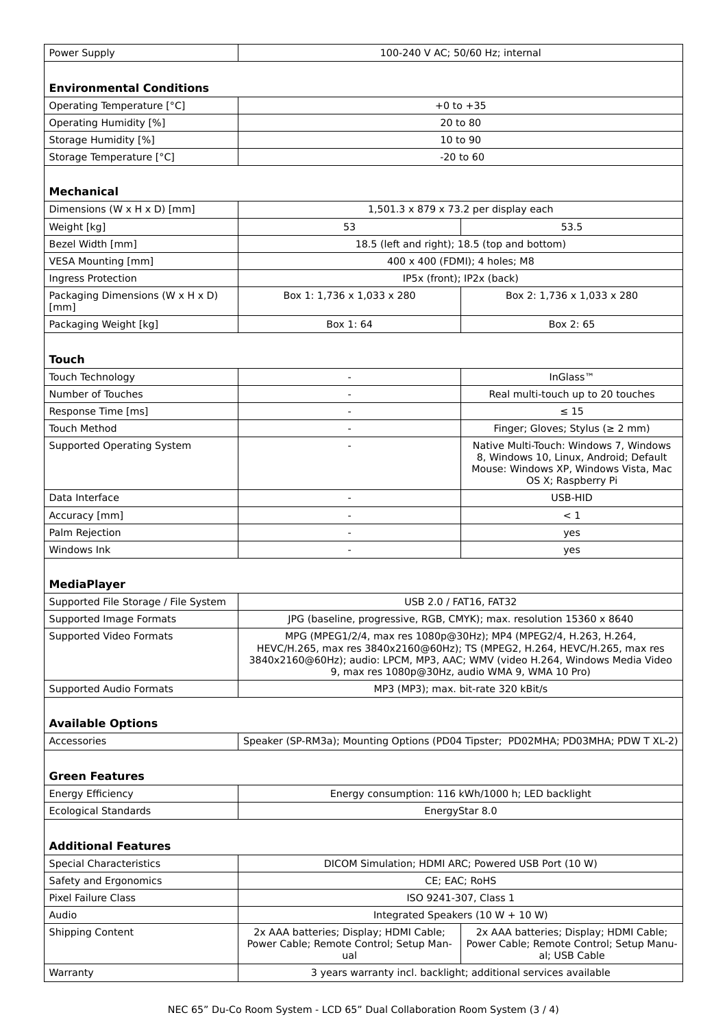| Power Supply | 100-240 V AC; 50/60 Hz; internal | |
|---|---|---|

### Environmental Conditions

| Operating Temperature [°C] | +0 to +35 |
|---|---|
| Operating Humidity [%] | 20 to 80 |
| Storage Humidity [%] | 10 to 90 |
| Storage Temperature [°C] | -20 to 60 |

### Mechanical

| Dimensions (W x H x D) [mm] | 1,501.3 x 879 x 73.2 per display each | |
|---|---|---|
| Weight [kg] | 53 | 53.5 |
| Bezel Width [mm] | 18.5 (left and right); 18.5 (top and bottom) | |
| VESA Mounting [mm] | 400 x 400 (FDMI); 4 holes; M8 | |
| Ingress Protection | IP5x (front); IP2x (back) | |
| Packaging Dimensions (W x H x D) [mm] | Box 1: 1,736 x 1,033 x 280 | Box 2: 1,736 x 1,033 x 280 |
| Packaging Weight [kg] | Box 1: 64 | Box 2: 65 |

### Touch

| Touch Technology | - | InGlass™ |
|---|---|---|
| Number of Touches | - | Real multi-touch up to 20 touches |
| Response Time [ms] | - | ≤ 15 |
| Touch Method | - | Finger; Gloves; Stylus (≥ 2 mm) |
| Supported Operating System | - | Native Multi-Touch: Windows 7, Windows 8, Windows 10, Linux, Android; Default Mouse: Windows XP, Windows Vista, Mac OS X; Raspberry Pi |
| Data Interface | - | USB-HID |
| Accuracy [mm] | - | < 1 |
| Palm Rejection | - | yes |
| Windows Ink | - | yes |

### MediaPlayer

| Supported File Storage / File System | USB 2.0 / FAT16, FAT32 |
|---|---|
| Supported Image Formats | JPG (baseline, progressive, RGB, CMYK); max. resolution 15360 x 8640 |
| Supported Video Formats | MPG (MPEG1/2/4, max res 1080p@30Hz); MP4 (MPEG2/4, H.263, H.264, HEVC/H.265, max res 3840x2160@60Hz); TS (MPEG2, H.264, HEVC/H.265, max res 3840x2160@60Hz); audio: LPCM, MP3, AAC; WMV (video H.264, Windows Media Video 9, max res 1080p@30Hz, audio WMA 9, WMA 10 Pro) |
| Supported Audio Formats | MP3 (MP3); max. bit-rate 320 kBit/s |

### Available Options

| Accessories | Speaker (SP-RM3a); Mounting Options (PD04 Tipster; PD02MHA; PD03MHA; PDW T XL-2) |
|---|---|

### Green Features

| Energy Efficiency | Energy consumption: 116 kWh/1000 h; LED backlight |
|---|---|
| Ecological Standards | EnergyStar 8.0 |

### Additional Features

| Special Characteristics | DICOM Simulation; HDMI ARC; Powered USB Port (10 W) | |
|---|---|---|
| Safety and Ergonomics | CE; EAC; RoHS | |
| Pixel Failure Class | ISO 9241-307, Class 1 | |
| Audio | Integrated Speakers (10 W + 10 W) | |
| Shipping Content | 2x AAA batteries; Display; HDMI Cable; Power Cable; Remote Control; Setup Manual | 2x AAA batteries; Display; HDMI Cable; Power Cable; Remote Control; Setup Manual; USB Cable |
| Warranty | 3 years warranty incl. backlight; additional services available | |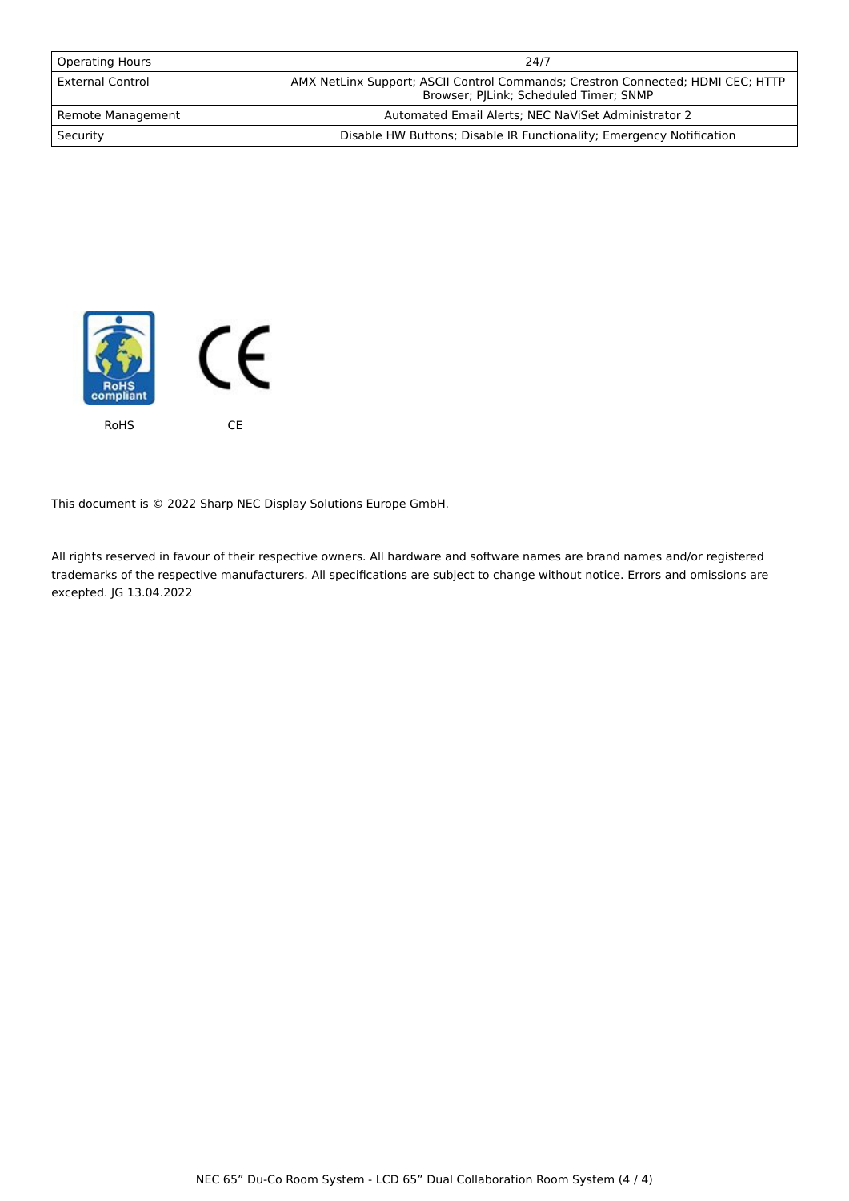| | |
|---|---|
| Operating Hours | 24/7 |
| External Control | AMX NetLinx Support; ASCII Control Commands; Crestron Connected; HDMI CEC; HTTP Browser; PJLink; Scheduled Timer; SNMP |
| Remote Management | Automated Email Alerts; NEC NaViSet Administrator 2 |
| Security | Disable HW Buttons; Disable IR Functionality; Emergency Notification |

RoHS

CE

This document is © 2022 Sharp NEC Display Solutions Europe GmbH.

All rights reserved in favour of their respective owners. All hardware and software names are brand names and/or registered trademarks of the respective manufacturers. All specifications are subject to change without notice. Errors and omissions are excepted. JG 13.04.2022